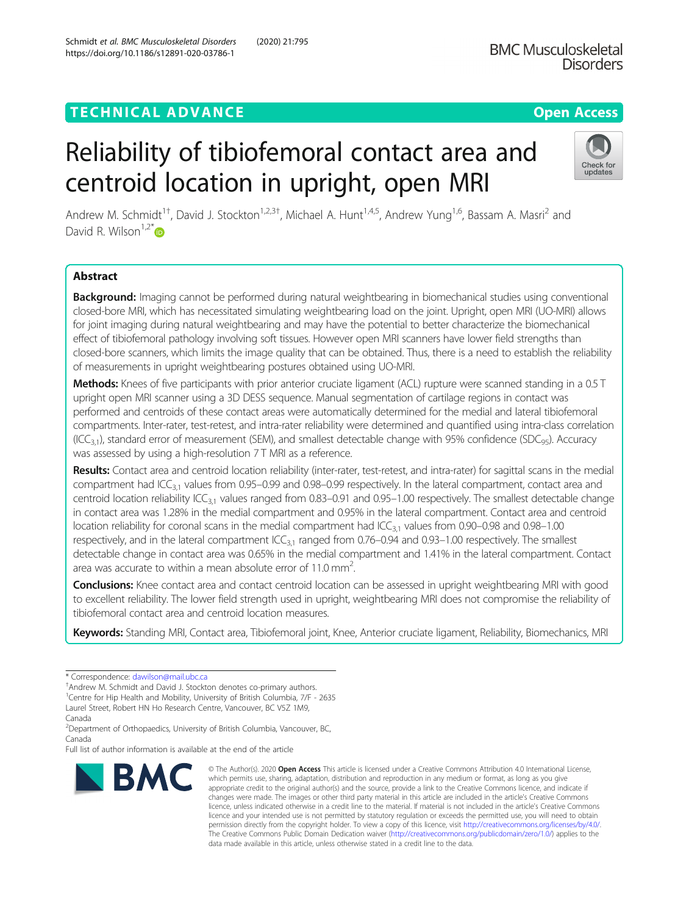TECHNICAL ADVANCE

Open Access

# Reliability of tibiofemoral contact area and centroid location in upright, open MRI

Andrew M. Schmidt[1†], David J. Stockton[1,2,3†], Michael A. Hunt[1,4,5], Andrew Yung[1,6], Bassam A. Masri[2] and David R. Wilson[1,2*]

## Abstract

**Background:** Imaging cannot be performed during natural weightbearing in biomechanical studies using conventional closed-bore MRI, which has necessitated simulating weightbearing load on the joint. Upright, open MRI (UO-MRI) allows for joint imaging during natural weightbearing and may have the potential to better characterize the biomechanical effect of tibiofemoral pathology involving soft tissues. However open MRI scanners have lower field strengths than closed-bore scanners, which limits the image quality that can be obtained. Thus, there is a need to establish the reliability of measurements in upright weightbearing postures obtained using UO-MRI.

**Methods:** Knees of five participants with prior anterior cruciate ligament (ACL) rupture were scanned standing in a 0.5 T upright open MRI scanner using a 3D DESS sequence. Manual segmentation of cartilage regions in contact was performed and centroids of these contact areas were automatically determined for the medial and lateral tibiofemoral compartments. Inter-rater, test-retest, and intra-rater reliability were determined and quantified using intra-class correlation ($ICC_{3,1}$), standard error of measurement (SEM), and smallest detectable change with 95% confidence ($SDC_{95}$). Accuracy was assessed by using a high-resolution 7 T MRI as a reference.

**Results:** Contact area and centroid location reliability (inter-rater, test-retest, and intra-rater) for sagittal scans in the medial compartment had $ICC_{3,1}$ values from 0.95–0.99 and 0.98–0.99 respectively. In the lateral compartment, contact area and centroid location reliability $ICC_{3,1}$ values ranged from 0.83–0.91 and 0.95–1.00 respectively. The smallest detectable change in contact area was 1.28% in the medial compartment and 0.95% in the lateral compartment. Contact area and centroid location reliability for coronal scans in the medial compartment had $ICC_{3,1}$ values from 0.90–0.98 and 0.98–1.00 respectively, and in the lateral compartment $ICC_{3,1}$ ranged from 0.76–0.94 and 0.93–1.00 respectively. The smallest detectable change in contact area was 0.65% in the medial compartment and 1.41% in the lateral compartment. Contact area was accurate to within a mean absolute error of 11.0 $mm^2$.

**Conclusions:** Knee contact area and contact centroid location can be assessed in upright weightbearing MRI with good to excellent reliability. The lower field strength used in upright, weightbearing MRI does not compromise the reliability of tibiofemoral contact area and centroid location measures.

**Keywords:** Standing MRI, Contact area, Tibiofemoral joint, Knee, Anterior cruciate ligament, Reliability, Biomechanics, MRI

\* Correspondence: dawilson@mail.ubc.ca
†Andrew M. Schmidt and David J. Stockton denotes co-primary authors.
[1]Centre for Hip Health and Mobility, University of British Columbia, 7/F - 2635 Laurel Street, Robert HN Ho Research Centre, Vancouver, BC V5Z 1M9, Canada
[2]Department of Orthopaedics, University of British Columbia, Vancouver, BC, Canada
Full list of author information is available at the end of the article

© The Author(s). 2020 **Open Access** This article is licensed under a Creative Commons Attribution 4.0 International License, which permits use, sharing, adaptation, distribution and reproduction in any medium or format, as long as you give appropriate credit to the original author(s) and the source, provide a link to the Creative Commons licence, and indicate if changes were made. The images or other third party material in this article are included in the article's Creative Commons licence, unless indicated otherwise in a credit line to the material. If material is not included in the article's Creative Commons licence and your intended use is not permitted by statutory regulation or exceeds the permitted use, you will need to obtain permission directly from the copyright holder. To view a copy of this licence, visit http://creativecommons.org/licenses/by/4.0/. The Creative Commons Public Domain Dedication waiver (http://creativecommons.org/publicdomain/zero/1.0/) applies to the data made available in this article, unless otherwise stated in a credit line to the data.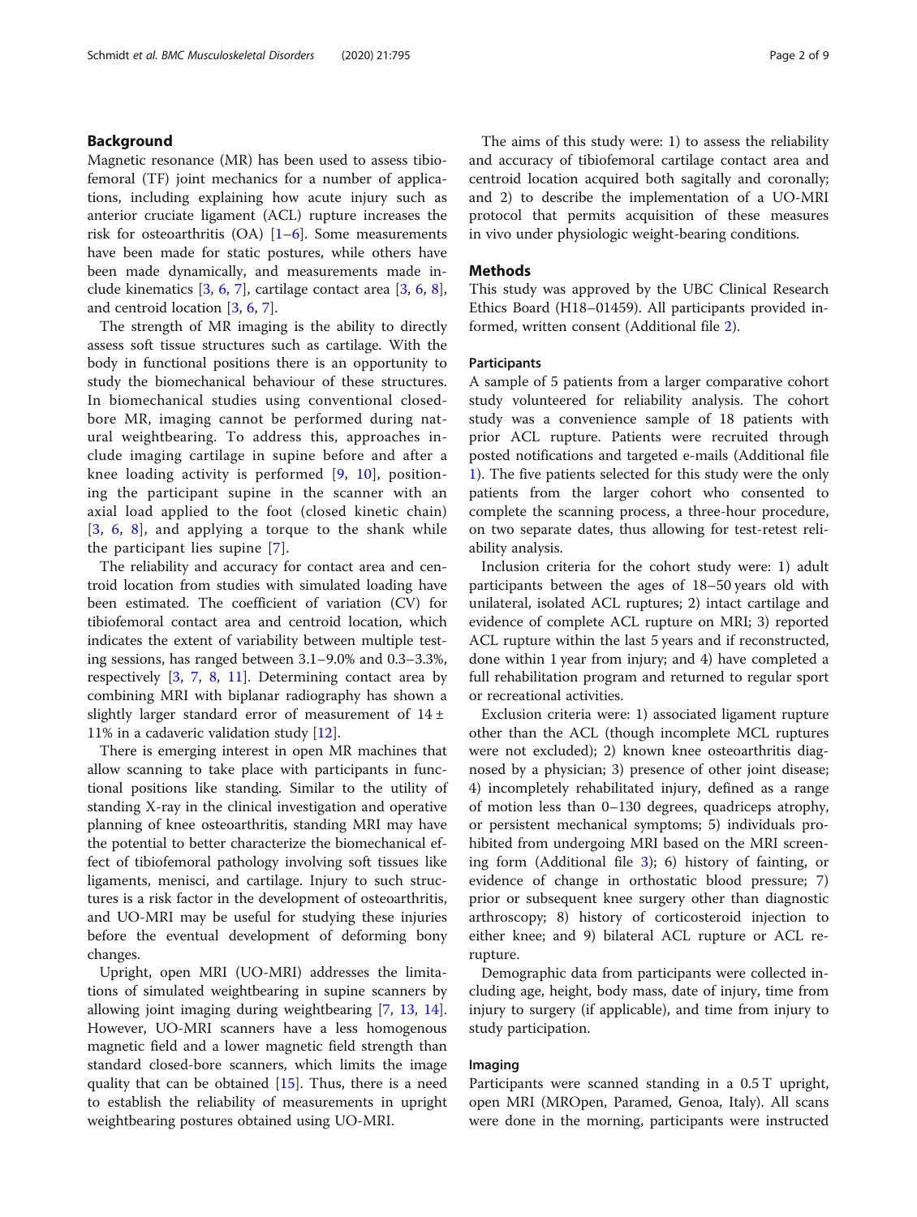## Background

Magnetic resonance (MR) has been used to assess tibiofemoral (TF) joint mechanics for a number of applications, including explaining how acute injury such as anterior cruciate ligament (ACL) rupture increases the risk for osteoarthritis (OA) [1–6]. Some measurements have been made for static postures, while others have been made dynamically, and measurements made include kinematics [3, 6, 7], cartilage contact area [3, 6, 8], and centroid location [3, 6, 7].

The strength of MR imaging is the ability to directly assess soft tissue structures such as cartilage. With the body in functional positions there is an opportunity to study the biomechanical behaviour of these structures. In biomechanical studies using conventional closed-bore MR, imaging cannot be performed during natural weightbearing. To address this, approaches include imaging cartilage in supine before and after a knee loading activity is performed [9, 10], positioning the participant supine in the scanner with an axial load applied to the foot (closed kinetic chain) [3, 6, 8], and applying a torque to the shank while the participant lies supine [7].

The reliability and accuracy for contact area and centroid location from studies with simulated loading have been estimated. The coefficient of variation (CV) for tibiofemoral contact area and centroid location, which indicates the extent of variability between multiple testing sessions, has ranged between 3.1–9.0% and 0.3–3.3%, respectively [3, 7, 8, 11]. Determining contact area by combining MRI with biplanar radiography has shown a slightly larger standard error of measurement of 14 ± 11% in a cadaveric validation study [12].

There is emerging interest in open MR machines that allow scanning to take place with participants in functional positions like standing. Similar to the utility of standing X-ray in the clinical investigation and operative planning of knee osteoarthritis, standing MRI may have the potential to better characterize the biomechanical effect of tibiofemoral pathology involving soft tissues like ligaments, menisci, and cartilage. Injury to such structures is a risk factor in the development of osteoarthritis, and UO-MRI may be useful for studying these injuries before the eventual development of deforming bony changes.

Upright, open MRI (UO-MRI) addresses the limitations of simulated weightbearing in supine scanners by allowing joint imaging during weightbearing [7, 13, 14]. However, UO-MRI scanners have a less homogenous magnetic field and a lower magnetic field strength than standard closed-bore scanners, which limits the image quality that can be obtained [15]. Thus, there is a need to establish the reliability of measurements in upright weightbearing postures obtained using UO-MRI.

The aims of this study were: 1) to assess the reliability and accuracy of tibiofemoral cartilage contact area and centroid location acquired both sagitally and coronally; and 2) to describe the implementation of a UO-MRI protocol that permits acquisition of these measures in vivo under physiologic weight-bearing conditions.

## Methods

This study was approved by the UBC Clinical Research Ethics Board (H18–01459). All participants provided informed, written consent (Additional file 2).

### Participants

A sample of 5 patients from a larger comparative cohort study volunteered for reliability analysis. The cohort study was a convenience sample of 18 patients with prior ACL rupture. Patients were recruited through posted notifications and targeted e-mails (Additional file 1). The five patients selected for this study were the only patients from the larger cohort who consented to complete the scanning process, a three-hour procedure, on two separate dates, thus allowing for test-retest reliability analysis.

Inclusion criteria for the cohort study were: 1) adult participants between the ages of 18–50 years old with unilateral, isolated ACL ruptures; 2) intact cartilage and evidence of complete ACL rupture on MRI; 3) reported ACL rupture within the last 5 years and if reconstructed, done within 1 year from injury; and 4) have completed a full rehabilitation program and returned to regular sport or recreational activities.

Exclusion criteria were: 1) associated ligament rupture other than the ACL (though incomplete MCL ruptures were not excluded); 2) known knee osteoarthritis diagnosed by a physician; 3) presence of other joint disease; 4) incompletely rehabilitated injury, defined as a range of motion less than 0–130 degrees, quadriceps atrophy, or persistent mechanical symptoms; 5) individuals prohibited from undergoing MRI based on the MRI screening form (Additional file 3); 6) history of fainting, or evidence of change in orthostatic blood pressure; 7) prior or subsequent knee surgery other than diagnostic arthroscopy; 8) history of corticosteroid injection to either knee; and 9) bilateral ACL rupture or ACL re-rupture.

Demographic data from participants were collected including age, height, body mass, date of injury, time from injury to surgery (if applicable), and time from injury to study participation.

### Imaging

Participants were scanned standing in a 0.5 T upright, open MRI (MROpen, Paramed, Genoa, Italy). All scans were done in the morning, participants were instructed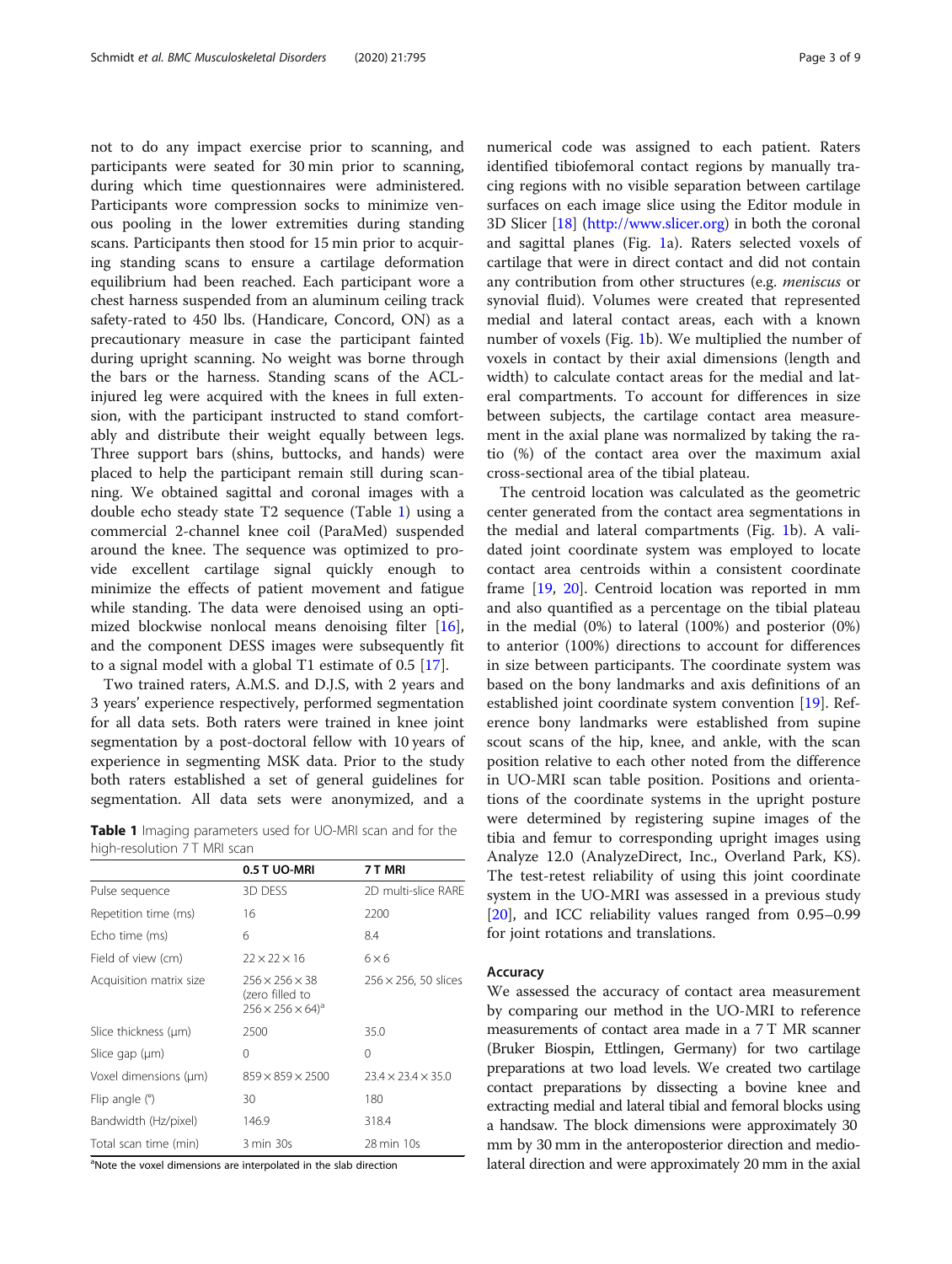not to do any impact exercise prior to scanning, and participants were seated for 30 min prior to scanning, during which time questionnaires were administered. Participants wore compression socks to minimize venous pooling in the lower extremities during standing scans. Participants then stood for 15 min prior to acquiring standing scans to ensure a cartilage deformation equilibrium had been reached. Each participant wore a chest harness suspended from an aluminum ceiling track safety-rated to 450 lbs. (Handicare, Concord, ON) as a precautionary measure in case the participant fainted during upright scanning. No weight was borne through the bars or the harness. Standing scans of the ACL-injured leg were acquired with the knees in full extension, with the participant instructed to stand comfortably and distribute their weight equally between legs. Three support bars (shins, buttocks, and hands) were placed to help the participant remain still during scanning. We obtained sagittal and coronal images with a double echo steady state T2 sequence (Table 1) using a commercial 2-channel knee coil (ParaMed) suspended around the knee. The sequence was optimized to provide excellent cartilage signal quickly enough to minimize the effects of patient movement and fatigue while standing. The data were denoised using an optimized blockwise nonlocal means denoising filter [16], and the component DESS images were subsequently fit to a signal model with a global T1 estimate of 0.5 [17].

Two trained raters, A.M.S. and D.J.S, with 2 years and 3 years' experience respectively, performed segmentation for all data sets. Both raters were trained in knee joint segmentation by a post-doctoral fellow with 10 years of experience in segmenting MSK data. Prior to the study both raters established a set of general guidelines for segmentation. All data sets were anonymized, and a numerical code was assigned to each patient. Raters identified tibiofemoral contact regions by manually tracing regions with no visible separation between cartilage surfaces on each image slice using the Editor module in 3D Slicer [18] (http://www.slicer.org) in both the coronal and sagittal planes (Fig. 1a). Raters selected voxels of cartilage that were in direct contact and did not contain any contribution from other structures (e.g. *meniscus* or synovial fluid). Volumes were created that represented medial and lateral contact areas, each with a known number of voxels (Fig. 1b). We multiplied the number of voxels in contact by their axial dimensions (length and width) to calculate contact areas for the medial and lateral compartments. To account for differences in size between subjects, the cartilage contact area measurement in the axial plane was normalized by taking the ratio (%) of the contact area over the maximum axial cross-sectional area of the tibial plateau.

**Table 1** Imaging parameters used for UO-MRI scan and for the high-resolution 7 T MRI scan

| | 0.5 T UO-MRI | 7 T MRI |
|---|---|---|
| Pulse sequence | 3D DESS | 2D multi-slice RARE |
| Repetition time (ms) | 16 | 2200 |
| Echo time (ms) | 6 | 8.4 |
| Field of view (cm) | 22 × 22 × 16 | 6 × 6 |
| Acquisition matrix size | 256 × 256 × 38 (zero filled to 256 × 256 × 64)[a] | 256 × 256, 50 slices |
| Slice thickness (μm) | 2500 | 35.0 |
| Slice gap (μm) | 0 | 0 |
| Voxel dimensions (μm) | 859 × 859 × 2500 | 23.4 × 23.4 × 35.0 |
| Flip angle (°) | 30 | 180 |
| Bandwidth (Hz/pixel) | 146.9 | 318.4 |
| Total scan time (min) | 3 min 30s | 28 min 10s |

[a]Note the voxel dimensions are interpolated in the slab direction

The centroid location was calculated as the geometric center generated from the contact area segmentations in the medial and lateral compartments (Fig. 1b). A validated joint coordinate system was employed to locate contact area centroids within a consistent coordinate frame [19, 20]. Centroid location was reported in mm and also quantified as a percentage on the tibial plateau in the medial (0%) to lateral (100%) and posterior (0%) to anterior (100%) directions to account for differences in size between participants. The coordinate system was based on the bony landmarks and axis definitions of an established joint coordinate system convention [19]. Reference bony landmarks were established from supine scout scans of the hip, knee, and ankle, with the scan position relative to each other noted from the difference in UO-MRI scan table position. Positions and orientations of the coordinate systems in the upright posture were determined by registering supine images of the tibia and femur to corresponding upright images using Analyze 12.0 (AnalyzeDirect, Inc., Overland Park, KS). The test-retest reliability of using this joint coordinate system in the UO-MRI was assessed in a previous study [20], and ICC reliability values ranged from 0.95–0.99 for joint rotations and translations.

## Accuracy

We assessed the accuracy of contact area measurement by comparing our method in the UO-MRI to reference measurements of contact area made in a 7 T MR scanner (Bruker Biospin, Ettlingen, Germany) for two cartilage preparations at two load levels. We created two cartilage contact preparations by dissecting a bovine knee and extracting medial and lateral tibial and femoral blocks using a handsaw. The block dimensions were approximately 30 mm by 30 mm in the anteroposterior direction and mediolateral direction and were approximately 20 mm in the axial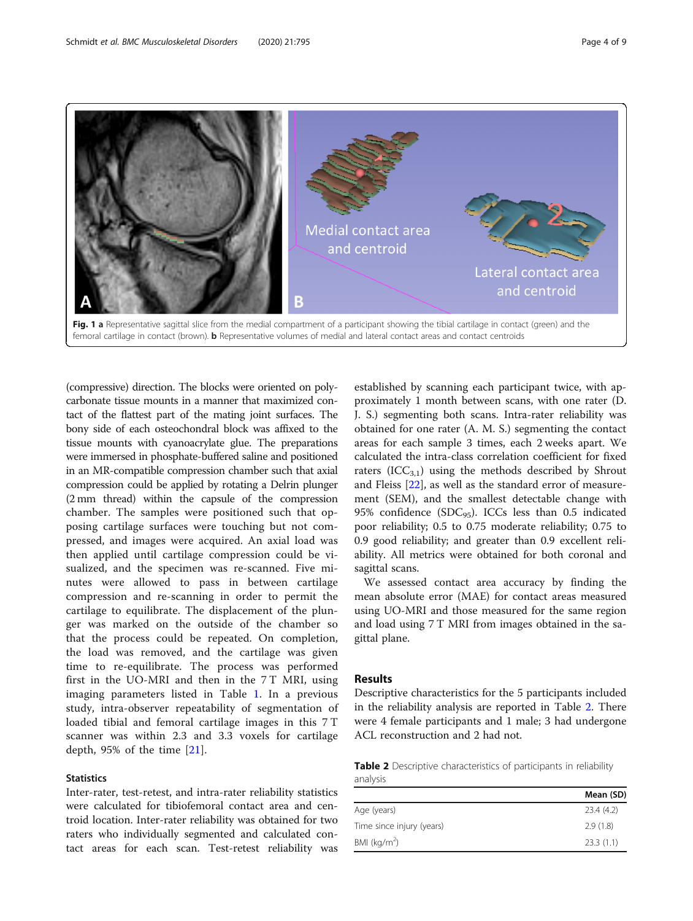**Fig. 1** **a** Representative sagittal slice from the medial compartment of a participant showing the tibial cartilage in contact (green) and the femoral cartilage in contact (brown). **b** Representative volumes of medial and lateral contact areas and contact centroids

(compressive) direction. The blocks were oriented on polycarbonate tissue mounts in a manner that maximized contact of the flattest part of the mating joint surfaces. The bony side of each osteochondral block was affixed to the tissue mounts with cyanoacrylate glue. The preparations were immersed in phosphate-buffered saline and positioned in an MR-compatible compression chamber such that axial compression could be applied by rotating a Delrin plunger (2 mm thread) within the capsule of the compression chamber. The samples were positioned such that opposing cartilage surfaces were touching but not compressed, and images were acquired. An axial load was then applied until cartilage compression could be visualized, and the specimen was re-scanned. Five minutes were allowed to pass in between cartilage compression and re-scanning in order to permit the cartilage to equilibrate. The displacement of the plunger was marked on the outside of the chamber so that the process could be repeated. On completion, the load was removed, and the cartilage was given time to re-equilibrate. The process was performed first in the UO-MRI and then in the 7 T MRI, using imaging parameters listed in Table 1. In a previous study, intra-observer repeatability of segmentation of loaded tibial and femoral cartilage images in this 7 T scanner was within 2.3 and 3.3 voxels for cartilage depth, 95% of the time [21].

### Statistics

Inter-rater, test-retest, and intra-rater reliability statistics were calculated for tibiofemoral contact area and centroid location. Inter-rater reliability was obtained for two raters who individually segmented and calculated contact areas for each scan. Test-retest reliability was established by scanning each participant twice, with approximately 1 month between scans, with one rater (D. J. S.) segmenting both scans. Intra-rater reliability was obtained for one rater (A. M. S.) segmenting the contact areas for each sample 3 times, each 2 weeks apart. We calculated the intra-class correlation coefficient for fixed raters ($ICC_{3,1}$) using the methods described by Shrout and Fleiss [22], as well as the standard error of measurement (SEM), and the smallest detectable change with 95% confidence ($SDC_{95}$). ICCs less than 0.5 indicated poor reliability; 0.5 to 0.75 moderate reliability; 0.75 to 0.9 good reliability; and greater than 0.9 excellent reliability. All metrics were obtained for both coronal and sagittal scans.

We assessed contact area accuracy by finding the mean absolute error (MAE) for contact areas measured using UO-MRI and those measured for the same region and load using 7 T MRI from images obtained in the sagittal plane.

## Results

Descriptive characteristics for the 5 participants included in the reliability analysis are reported in Table 2. There were 4 female participants and 1 male; 3 had undergone ACL reconstruction and 2 had not.

**Table 2** Descriptive characteristics of participants in reliability analysis

| | Mean (SD) |
|---|---|
| Age (years) | 23.4 (4.2) |
| Time since injury (years) | 2.9 (1.8) |
| BMI (kg/m$^2$) | 23.3 (1.1) |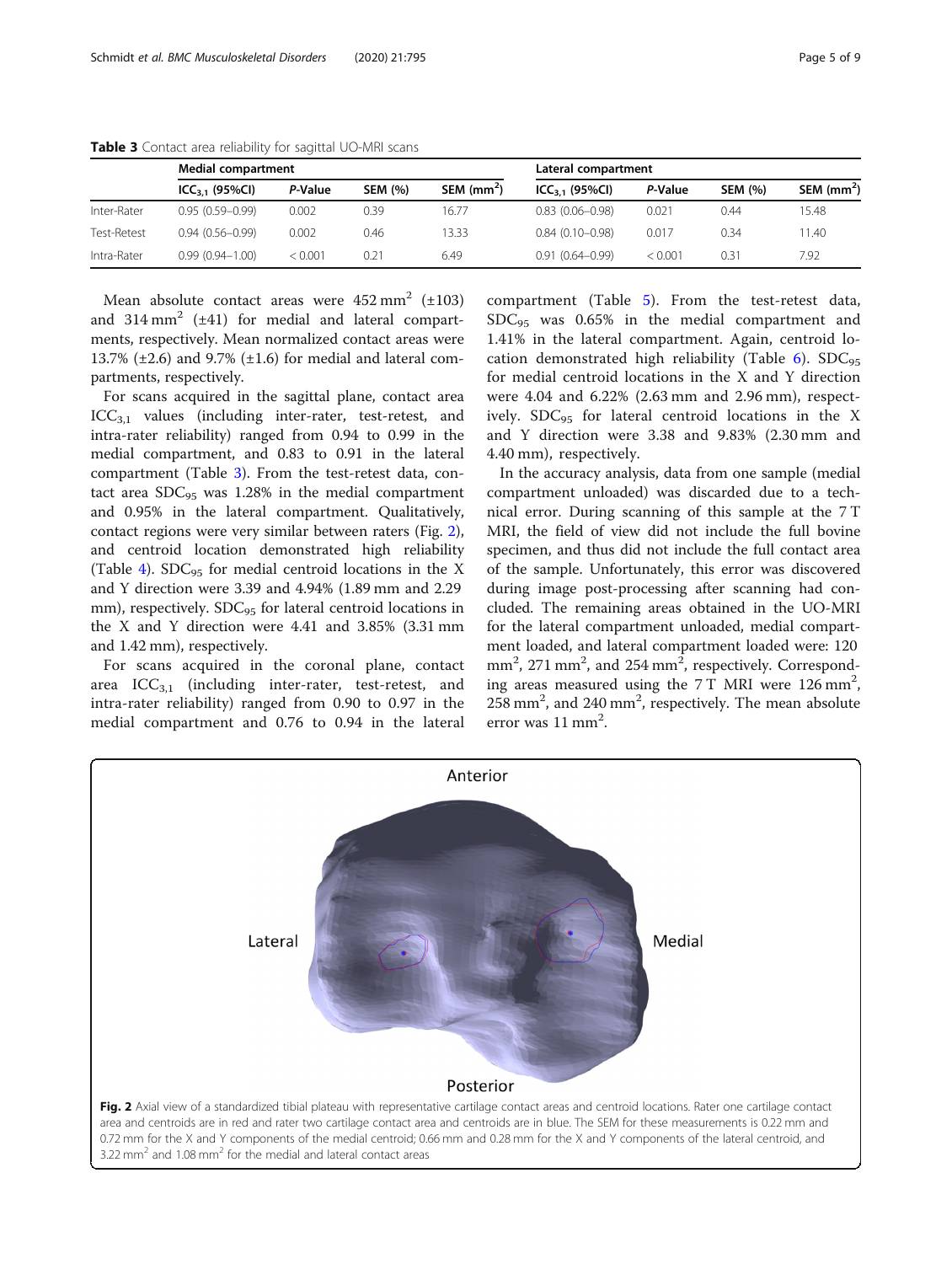**Table 3** Contact area reliability for sagittal UO-MRI scans

| | Medial compartment | | | | Lateral compartment | | | |
|---|---|---|---|---|---|---|---|---|
| | $ICC_{3,1}$ (95%CI) | *P*-Value | SEM (%) | SEM ($mm^2$) | $ICC_{3,1}$ (95%CI) | *P*-Value | SEM (%) | SEM ($mm^2$) |
| Inter-Rater | 0.95 (0.59–0.99) | 0.002 | 0.39 | 16.77 | 0.83 (0.06–0.98) | 0.021 | 0.44 | 15.48 |
| Test-Retest | 0.94 (0.56–0.99) | 0.002 | 0.46 | 13.33 | 0.84 (0.10–0.98) | 0.017 | 0.34 | 11.40 |
| Intra-Rater | 0.99 (0.94–1.00) | < 0.001 | 0.21 | 6.49 | 0.91 (0.64–0.99) | < 0.001 | 0.31 | 7.92 |

Mean absolute contact areas were 452 $mm^2$ (±103) and 314 $mm^2$ (±41) for medial and lateral compartments, respectively. Mean normalized contact areas were 13.7% (±2.6) and 9.7% (±1.6) for medial and lateral compartments, respectively.

For scans acquired in the sagittal plane, contact area $ICC_{3,1}$ values (including inter-rater, test-retest, and intra-rater reliability) ranged from 0.94 to 0.99 in the medial compartment, and 0.83 to 0.91 in the lateral compartment (Table 3). From the test-retest data, contact area $SDC_{95}$ was 1.28% in the medial compartment and 0.95% in the lateral compartment. Qualitatively, contact regions were very similar between raters (Fig. 2), and centroid location demonstrated high reliability (Table 4). $SDC_{95}$ for medial centroid locations in the X and Y direction were 3.39 and 4.94% (1.89 mm and 2.29 mm), respectively. $SDC_{95}$ for lateral centroid locations in the X and Y direction were 4.41 and 3.85% (3.31 mm and 1.42 mm), respectively.

For scans acquired in the coronal plane, contact area $ICC_{3,1}$ (including inter-rater, test-retest, and intra-rater reliability) ranged from 0.90 to 0.97 in the medial compartment and 0.76 to 0.94 in the lateral compartment (Table 5). From the test-retest data, $SDC_{95}$ was 0.65% in the medial compartment and 1.41% in the lateral compartment. Again, centroid location demonstrated high reliability (Table 6). $SDC_{95}$ for medial centroid locations in the X and Y direction were 4.04 and 6.22% (2.63 mm and 2.96 mm), respectively. $SDC_{95}$ for lateral centroid locations in the X and Y direction were 3.38 and 9.83% (2.30 mm and 4.40 mm), respectively.

In the accuracy analysis, data from one sample (medial compartment unloaded) was discarded due to a technical error. During scanning of this sample at the 7 T MRI, the field of view did not include the full bovine specimen, and thus did not include the full contact area of the sample. Unfortunately, this error was discovered during image post-processing after scanning had concluded. The remaining areas obtained in the UO-MRI for the lateral compartment unloaded, medial compartment loaded, and lateral compartment loaded were: 120 $mm^2$, 271 $mm^2$, and 254 $mm^2$, respectively. Corresponding areas measured using the 7 T MRI were 126 $mm^2$, 258 $mm^2$, and 240 $mm^2$, respectively. The mean absolute error was 11 $mm^2$.

**Fig. 2** Axial view of a standardized tibial plateau with representative cartilage contact areas and centroid locations. Rater one cartilage contact area and centroids are in red and rater two cartilage contact area and centroids are in blue. The SEM for these measurements is 0.22 mm and 0.72 mm for the X and Y components of the medial centroid; 0.66 mm and 0.28 mm for the X and Y components of the lateral centroid, and 3.22 $mm^2$ and 1.08 $mm^2$ for the medial and lateral contact areas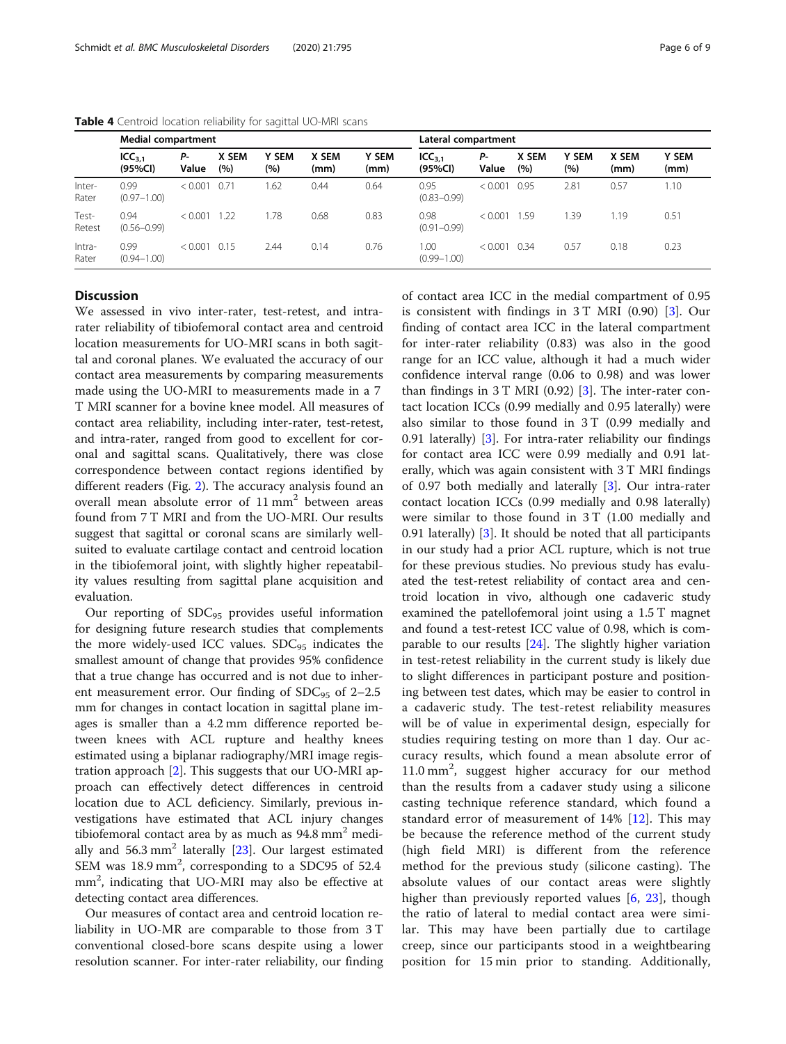**Table 4** Centroid location reliability for sagittal UO-MRI scans

| | Medial compartment | | | | | | Lateral compartment | | | | | |
|---|---|---|---|---|---|---|---|---|---|---|---|---|
| | $ICC_{3,1}$ (95%CI) | *P*-Value | X SEM (%) | Y SEM (%) | X SEM (mm) | Y SEM (mm) | $ICC_{3,1}$ (95%CI) | *P*-Value | X SEM (%) | Y SEM (%) | X SEM (mm) | Y SEM (mm) |
| Inter-Rater | 0.99 (0.97–1.00) | < 0.001 | 0.71 | 1.62 | 0.44 | 0.64 | 0.95 (0.83–0.99) | < 0.001 | 0.95 | 2.81 | 0.57 | 1.10 |
| Test-Retest | 0.94 (0.56–0.99) | < 0.001 | 1.22 | 1.78 | 0.68 | 0.83 | 0.98 (0.91–0.99) | < 0.001 | 1.59 | 1.39 | 1.19 | 0.51 |
| Intra-Rater | 0.99 (0.94–1.00) | < 0.001 | 0.15 | 2.44 | 0.14 | 0.76 | 1.00 (0.99–1.00) | < 0.001 | 0.34 | 0.57 | 0.18 | 0.23 |

## Discussion

We assessed in vivo inter-rater, test-retest, and intra-rater reliability of tibiofemoral contact area and centroid location measurements for UO-MRI scans in both sagittal and coronal planes. We evaluated the accuracy of our contact area measurements by comparing measurements made using the UO-MRI to measurements made in a 7 T MRI scanner for a bovine knee model. All measures of contact area reliability, including inter-rater, test-retest, and intra-rater, ranged from good to excellent for coronal and sagittal scans. Qualitatively, there was close correspondence between contact regions identified by different readers (Fig. 2). The accuracy analysis found an overall mean absolute error of 11 $mm^2$ between areas found from 7 T MRI and from the UO-MRI. Our results suggest that sagittal or coronal scans are similarly well-suited to evaluate cartilage contact and centroid location in the tibiofemoral joint, with slightly higher repeatability values resulting from sagittal plane acquisition and evaluation.

Our reporting of $SDC_{95}$ provides useful information for designing future research studies that complements the more widely-used ICC values. $SDC_{95}$ indicates the smallest amount of change that provides 95% confidence that a true change has occurred and is not due to inherent measurement error. Our finding of $SDC_{95}$ of 2–2.5 mm for changes in contact location in sagittal plane images is smaller than a 4.2 mm difference reported between knees with ACL rupture and healthy knees estimated using a biplanar radiography/MRI image registration approach [2]. This suggests that our UO-MRI approach can effectively detect differences in centroid location due to ACL deficiency. Similarly, previous investigations have estimated that ACL injury changes tibiofemoral contact area by as much as 94.8 $mm^2$ medially and 56.3 $mm^2$ laterally [23]. Our largest estimated SEM was 18.9 $mm^2$, corresponding to a SDC95 of 52.4 $mm^2$, indicating that UO-MRI may also be effective at detecting contact area differences.

Our measures of contact area and centroid location reliability in UO-MR are comparable to those from 3 T conventional closed-bore scans despite using a lower resolution scanner. For inter-rater reliability, our finding of contact area ICC in the medial compartment of 0.95 is consistent with findings in 3 T MRI (0.90) [3]. Our finding of contact area ICC in the lateral compartment for inter-rater reliability (0.83) was also in the good range for an ICC value, although it had a much wider confidence interval range (0.06 to 0.98) and was lower than findings in 3 T MRI (0.92) [3]. The inter-rater contact location ICCs (0.99 medially and 0.95 laterally) were also similar to those found in 3 T (0.99 medially and 0.91 laterally) [3]. For intra-rater reliability our findings for contact area ICC were 0.99 medially and 0.91 laterally, which was again consistent with 3 T MRI findings of 0.97 both medially and laterally [3]. Our intra-rater contact location ICCs (0.99 medially and 0.98 laterally) were similar to those found in 3 T (1.00 medially and 0.91 laterally) [3]. It should be noted that all participants in our study had a prior ACL rupture, which is not true for these previous studies. No previous study has evaluated the test-retest reliability of contact area and centroid location in vivo, although one cadaveric study examined the patellofemoral joint using a 1.5 T magnet and found a test-retest ICC value of 0.98, which is comparable to our results [24]. The slightly higher variation in test-retest reliability in the current study is likely due to slight differences in participant posture and positioning between test dates, which may be easier to control in a cadaveric study. The test-retest reliability measures will be of value in experimental design, especially for studies requiring testing on more than 1 day. Our accuracy results, which found a mean absolute error of 11.0 $mm^2$, suggest higher accuracy for our method than the results from a cadaver study using a silicone casting technique reference standard, which found a standard error of measurement of 14% [12]. This may be because the reference method of the current study (high field MRI) is different from the reference method for the previous study (silicone casting). The absolute values of our contact areas were slightly higher than previously reported values [6, 23], though the ratio of lateral to medial contact area were similar. This may have been partially due to cartilage creep, since our participants stood in a weightbearing position for 15 min prior to standing. Additionally,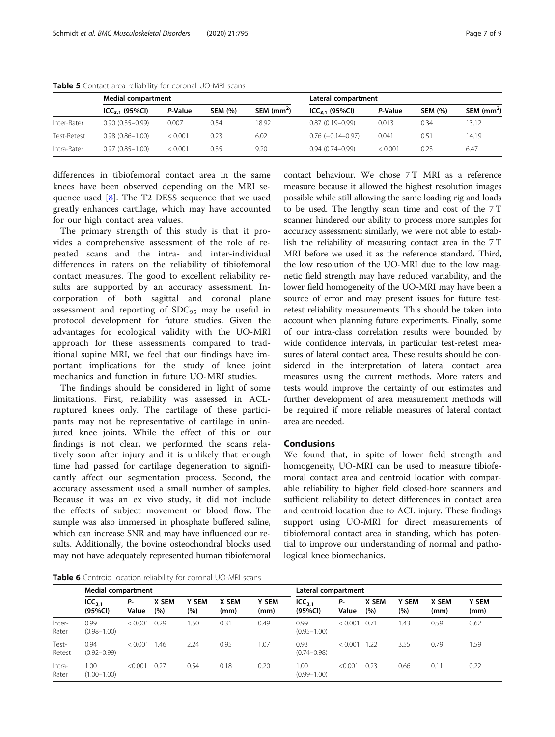**Table 5** Contact area reliability for coronal UO-MRI scans

| | Medial compartment | | | | Lateral compartment | | | |
|---|---|---|---|---|---|---|---|---|
| | $ICC_{3,1}$ (95%CI) | *P*-Value | SEM (%) | SEM ($mm^2$) | $ICC_{3,1}$ (95%CI) | *P*-Value | SEM (%) | SEM ($mm^2$) |
| Inter-Rater | 0.90 (0.35–0.99) | 0.007 | 0.54 | 18.92 | 0.87 (0.19–0.99) | 0.013 | 0.34 | 13.12 |
| Test-Retest | 0.98 (0.86–1.00) | < 0.001 | 0.23 | 6.02 | 0.76 (−0.14–0.97) | 0.041 | 0.51 | 14.19 |
| Intra-Rater | 0.97 (0.85–1.00) | < 0.001 | 0.35 | 9.20 | 0.94 (0.74–0.99) | < 0.001 | 0.23 | 6.47 |

differences in tibiofemoral contact area in the same knees have been observed depending on the MRI sequence used [8]. The T2 DESS sequence that we used greatly enhances cartilage, which may have accounted for our high contact area values.

The primary strength of this study is that it provides a comprehensive assessment of the role of repeated scans and the intra- and inter-individual differences in raters on the reliability of tibiofemoral contact measures. The good to excellent reliability results are supported by an accuracy assessment. Incorporation of both sagittal and coronal plane assessment and reporting of $SDC_{95}$ may be useful in protocol development for future studies. Given the advantages for ecological validity with the UO-MRI approach for these assessments compared to traditional supine MRI, we feel that our findings have important implications for the study of knee joint mechanics and function in future UO-MRI studies.

The findings should be considered in light of some limitations. First, reliability was assessed in ACL-ruptured knees only. The cartilage of these participants may not be representative of cartilage in uninjured knee joints. While the effect of this on our findings is not clear, we performed the scans relatively soon after injury and it is unlikely that enough time had passed for cartilage degeneration to significantly affect our segmentation process. Second, the accuracy assessment used a small number of samples. Because it was an ex vivo study, it did not include the effects of subject movement or blood flow. The sample was also immersed in phosphate buffered saline, which can increase SNR and may have influenced our results. Additionally, the bovine osteochondral blocks used may not have adequately represented human tibiofemoral contact behaviour. We chose 7 T MRI as a reference measure because it allowed the highest resolution images possible while still allowing the same loading rig and loads to be used. The lengthy scan time and cost of the 7 T scanner hindered our ability to process more samples for accuracy assessment; similarly, we were not able to establish the reliability of measuring contact area in the 7 T MRI before we used it as the reference standard. Third, the low resolution of the UO-MRI due to the low magnetic field strength may have reduced variability, and the lower field homogeneity of the UO-MRI may have been a source of error and may present issues for future test-retest reliability measurements. This should be taken into account when planning future experiments. Finally, some of our intra-class correlation results were bounded by wide confidence intervals, in particular test-retest measures of lateral contact area. These results should be considered in the interpretation of lateral contact area measures using the current methods. More raters and tests would improve the certainty of our estimates and further development of area measurement methods will be required if more reliable measures of lateral contact area are needed.

## Conclusions

We found that, in spite of lower field strength and homogeneity, UO-MRI can be used to measure tibiofemoral contact area and centroid location with comparable reliability to higher field closed-bore scanners and sufficient reliability to detect differences in contact area and centroid location due to ACL injury. These findings support using UO-MRI for direct measurements of tibiofemoral contact area in standing, which has potential to improve our understanding of normal and pathological knee biomechanics.

**Table 6** Centroid location reliability for coronal UO-MRI scans

| | Medial compartment | | | | | | Lateral compartment | | | | | |
|---|---|---|---|---|---|---|---|---|---|---|---|---|
| | $ICC_{3,1}$ (95%CI) | *P*-Value | X SEM (%) | Y SEM (%) | X SEM (mm) | Y SEM (mm) | $ICC_{3,1}$ (95%CI) | *P*-Value | X SEM (%) | Y SEM (%) | X SEM (mm) | Y SEM (mm) |
| Inter-Rater | 0.99 (0.98–1.00) | < 0.001 | 0.29 | 1.50 | 0.31 | 0.49 | 0.99 (0.95–1.00) | < 0.001 | 0.71 | 1.43 | 0.59 | 0.62 |
| Test-Retest | 0.94 (0.92–0.99) | < 0.001 | 1.46 | 2.24 | 0.95 | 1.07 | 0.93 (0.74–0.98) | < 0.001 | 1.22 | 3.55 | 0.79 | 1.59 |
| Intra-Rater | 1.00 (1.00–1.00) | <0.001 | 0.27 | 0.54 | 0.18 | 0.20 | 1.00 (0.99–1.00) | <0.001 | 0.23 | 0.66 | 0.11 | 0.22 |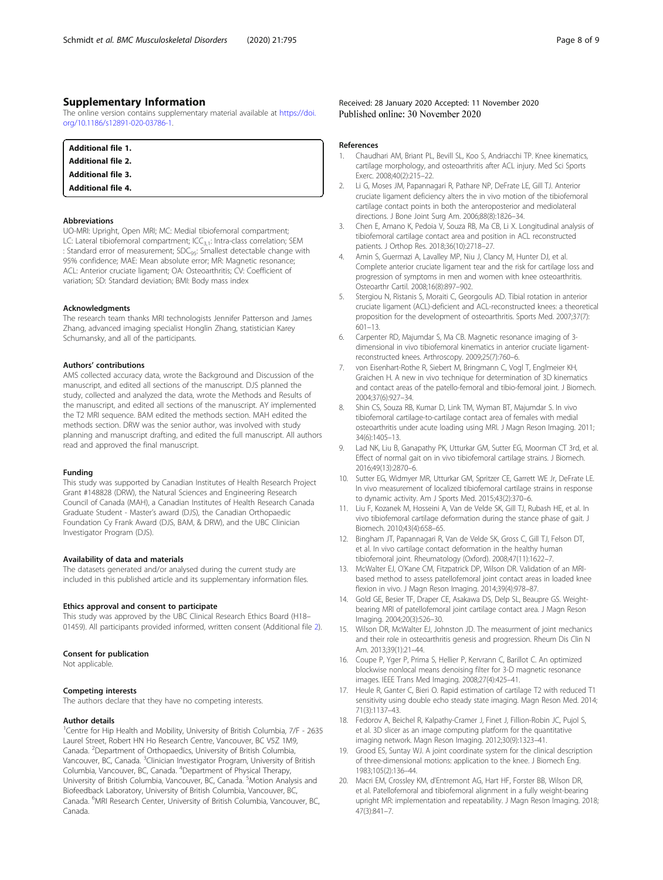## Supplementary Information

The online version contains supplementary material available at https://doi.org/10.1186/s12891-020-03786-1.

**Additional file 1.**
**Additional file 2.**
**Additional file 3.**
**Additional file 4.**

### Abbreviations

UO-MRI: Upright, Open MRI; MC: Medial tibiofemoral compartment; LC: Lateral tibiofemoral compartment; $ICC_{3,1}$: Intra-class correlation; SEM : Standard error of measurement; $SDC_{95}$: Smallest detectable change with 95% confidence; MAE: Mean absolute error; MR: Magnetic resonance; ACL: Anterior cruciate ligament; OA: Osteoarthritis; CV: Coefficient of variation; SD: Standard deviation; BMI: Body mass index

### Acknowledgments

The research team thanks MRI technologists Jennifer Patterson and James Zhang, advanced imaging specialist Honglin Zhang, statistician Karey Schumansky, and all of the participants.

### Authors' contributions

AMS collected accuracy data, wrote the Background and Discussion of the manuscript, and edited all sections of the manuscript. DJS planned the study, collected and analyzed the data, wrote the Methods and Results of the manuscript, and edited all sections of the manuscript. AY implemented the T2 MRI sequence. BAM edited the methods section. MAH edited the methods section. DRW was the senior author, was involved with study planning and manuscript drafting, and edited the full manuscript. All authors read and approved the final manuscript.

### Funding

This study was supported by Canadian Institutes of Health Research Project Grant #148828 (DRW), the Natural Sciences and Engineering Research Council of Canada (MAH), a Canadian Institutes of Health Research Canada Graduate Student - Master's award (DJS), the Canadian Orthopaedic Foundation Cy Frank Award (DJS, BAM, & DRW), and the UBC Clinician Investigator Program (DJS).

### Availability of data and materials

The datasets generated and/or analysed during the current study are included in this published article and its supplementary information files.

### Ethics approval and consent to participate

This study was approved by the UBC Clinical Research Ethics Board (H18–01459). All participants provided informed, written consent (Additional file 2).

### Consent for publication

Not applicable.

### Competing interests

The authors declare that they have no competing interests.

### Author details

[1]Centre for Hip Health and Mobility, University of British Columbia, 7/F - 2635 Laurel Street, Robert HN Ho Research Centre, Vancouver, BC V5Z 1M9, Canada. [2]Department of Orthopaedics, University of British Columbia, Vancouver, BC, Canada. [3]Clinician Investigator Program, University of British Columbia, Vancouver, BC, Canada. [4]Department of Physical Therapy, University of British Columbia, Vancouver, BC, Canada. [5]Motion Analysis and Biofeedback Laboratory, University of British Columbia, Vancouver, BC, Canada. [6]MRI Research Center, University of British Columbia, Vancouver, BC, Canada.

Received: 28 January 2020 Accepted: 11 November 2020
Published online: 30 November 2020

### References

1. Chaudhari AM, Briant PL, Bevill SL, Koo S, Andriacchi TP. Knee kinematics, cartilage morphology, and osteoarthritis after ACL injury. Med Sci Sports Exerc. 2008;40(2):215–22.
2. Li G, Moses JM, Papannagari R, Pathare NP, DeFrate LE, Gill TJ. Anterior cruciate ligament deficiency alters the in vivo motion of the tibiofemoral cartilage contact points in both the anteroposterior and mediolateral directions. J Bone Joint Surg Am. 2006;88(8):1826–34.
3. Chen E, Amano K, Pedoia V, Souza RB, Ma CB, Li X. Longitudinal analysis of tibiofemoral cartilage contact area and position in ACL reconstructed patients. J Orthop Res. 2018;36(10):2718–27.
4. Amin S, Guermazi A, Lavalley MP, Niu J, Clancy M, Hunter DJ, et al. Complete anterior cruciate ligament tear and the risk for cartilage loss and progression of symptoms in men and women with knee osteoarthritis. Osteoarthr Cartil. 2008;16(8):897–902.
5. Stergiou N, Ristanis S, Moraiti C, Georgoulis AD. Tibial rotation in anterior cruciate ligament (ACL)-deficient and ACL-reconstructed knees: a theoretical proposition for the development of osteoarthritis. Sports Med. 2007;37(7):601–13.
6. Carpenter RD, Majumdar S, Ma CB. Magnetic resonance imaging of 3-dimensional in vivo tibiofemoral kinematics in anterior cruciate ligament-reconstructed knees. Arthroscopy. 2009;25(7):760–6.
7. von Eisenhart-Rothe R, Siebert M, Bringmann C, Vogl T, Englmeier KH, Graichen H. A new in vivo technique for determination of 3D kinematics and contact areas of the patello-femoral and tibio-femoral joint. J Biomech. 2004;37(6):927–34.
8. Shin CS, Souza RB, Kumar D, Link TM, Wyman BT, Majumdar S. In vivo tibiofemoral cartilage-to-cartilage contact area of females with medial osteoarthritis under acute loading using MRI. J Magn Reson Imaging. 2011;34(6):1405–13.
9. Lad NK, Liu B, Ganapathy PK, Utturkar GM, Sutter EG, Moorman CT 3rd, et al. Effect of normal gait on in vivo tibiofemoral cartilage strains. J Biomech. 2016;49(13):2870–6.
10. Sutter EG, Widmyer MR, Utturkar GM, Spritzer CE, Garrett WE Jr, DeFrate LE. In vivo measurement of localized tibiofemoral cartilage strains in response to dynamic activity. Am J Sports Med. 2015;43(2):370–6.
11. Liu F, Kozanek M, Hosseini A, Van de Velde SK, Gill TJ, Rubash HE, et al. In vivo tibiofemoral cartilage deformation during the stance phase of gait. J Biomech. 2010;43(4):658–65.
12. Bingham JT, Papannagari R, Van de Velde SK, Gross C, Gill TJ, Felson DT, et al. In vivo cartilage contact deformation in the healthy human tibiofemoral joint. Rheumatology (Oxford). 2008;47(11):1622–7.
13. McWalter EJ, O'Kane CM, Fitzpatrick DP, Wilson DR. Validation of an MRI-based method to assess patellofemoral joint contact areas in loaded knee flexion in vivo. J Magn Reson Imaging. 2014;39(4):978–87.
14. Gold GE, Besier TF, Draper CE, Asakawa DS, Delp SL, Beaupre GS. Weight-bearing MRI of patellofemoral joint cartilage contact area. J Magn Reson Imaging. 2004;20(3):526–30.
15. Wilson DR, McWalter EJ, Johnston JD. The measurment of joint mechanics and their role in osteoarthritis genesis and progression. Rheum Dis Clin N Am. 2013;39(1):21–44.
16. Coupe P, Yger P, Prima S, Hellier P, Kervrann C, Barillot C. An optimized blockwise nonlocal means denoising filter for 3-D magnetic resonance images. IEEE Trans Med Imaging. 2008;27(4):425–41.
17. Heule R, Ganter C, Bieri O. Rapid estimation of cartilage T2 with reduced T1 sensitivity using double echo steady state imaging. Magn Reson Med. 2014;71(3):1137–43.
18. Fedorov A, Beichel R, Kalpathy-Cramer J, Finet J, Fillion-Robin JC, Pujol S, et al. 3D slicer as an image computing platform for the quantitative imaging network. Magn Reson Imaging. 2012;30(9):1323–41.
19. Grood ES, Suntay WJ. A joint coordinate system for the clinical description of three-dimensional motions: application to the knee. J Biomech Eng. 1983;105(2):136–44.
20. Macri EM, Crossley KM, d'Entremont AG, Hart HF, Forster BB, Wilson DR, et al. Patellofemoral and tibiofemoral alignment in a fully weight-bearing upright MR: implementation and repeatability. J Magn Reson Imaging. 2018;47(3):841–7.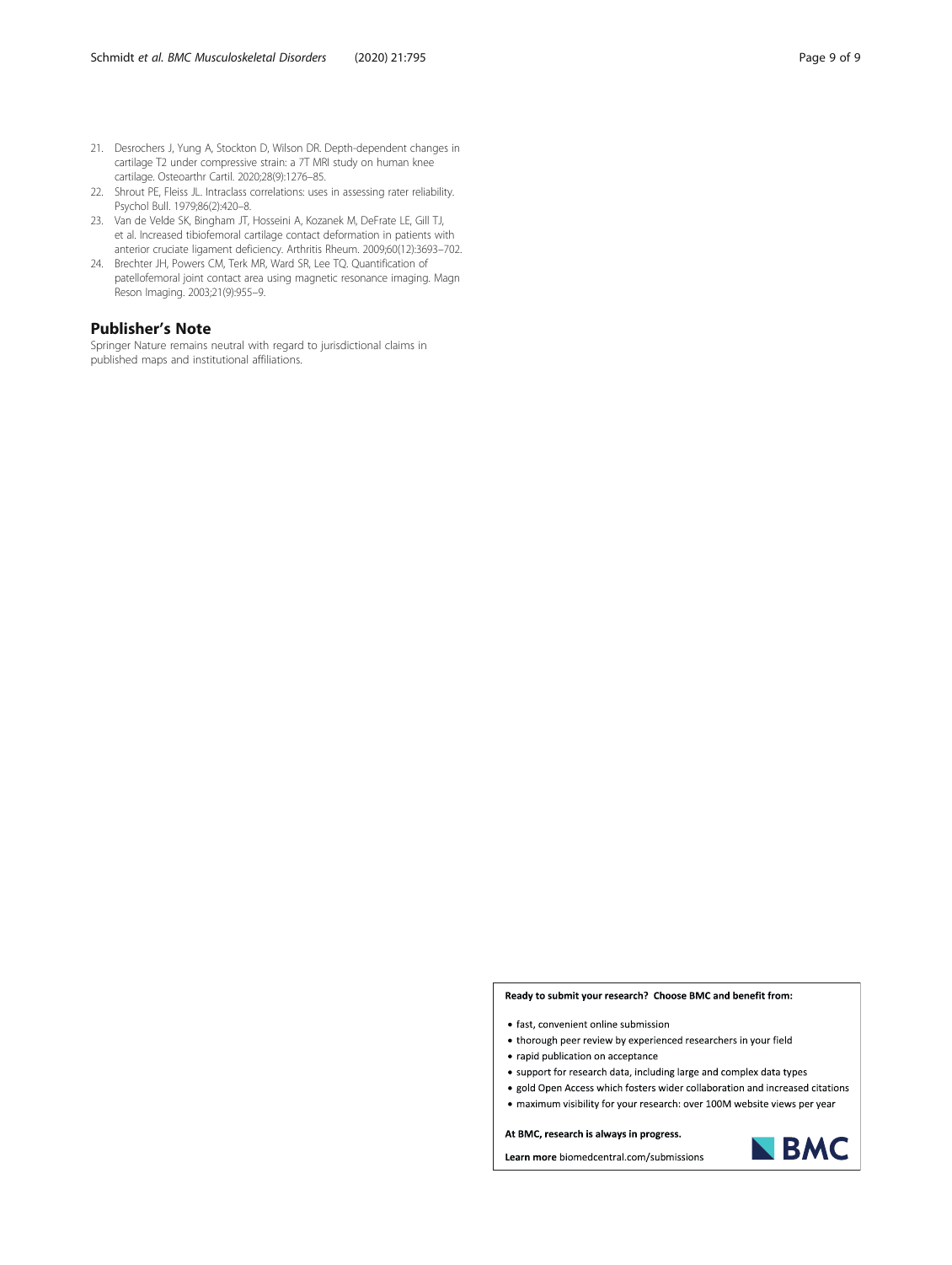21. Desrochers J, Yung A, Stockton D, Wilson DR. Depth-dependent changes in cartilage T2 under compressive strain: a 7T MRI study on human knee cartilage. Osteoarthr Cartil. 2020;28(9):1276–85.
22. Shrout PE, Fleiss JL. Intraclass correlations: uses in assessing rater reliability. Psychol Bull. 1979;86(2):420–8.
23. Van de Velde SK, Bingham JT, Hosseini A, Kozanek M, DeFrate LE, Gill TJ, et al. Increased tibiofemoral cartilage contact deformation in patients with anterior cruciate ligament deficiency. Arthritis Rheum. 2009;60(12):3693–702.
24. Brechter JH, Powers CM, Terk MR, Ward SR, Lee TQ. Quantification of patellofemoral joint contact area using magnetic resonance imaging. Magn Reson Imaging. 2003;21(9):955–9.

## Publisher's Note

Springer Nature remains neutral with regard to jurisdictional claims in published maps and institutional affiliations.

**Ready to submit your research? Choose BMC and benefit from:**

- fast, convenient online submission
- thorough peer review by experienced researchers in your field
- rapid publication on acceptance
- support for research data, including large and complex data types
- gold Open Access which fosters wider collaboration and increased citations
- maximum visibility for your research: over 100M website views per year

**At BMC, research is always in progress.**

**Learn more** biomedcentral.com/submissions

BMC